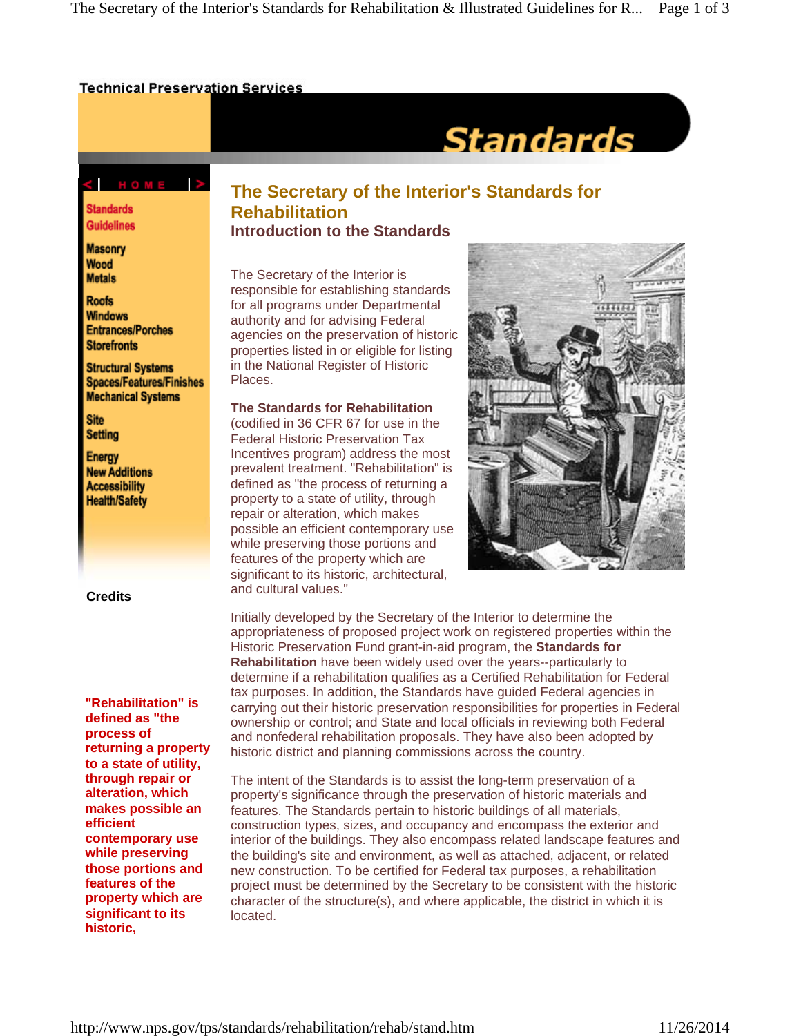Technical Preservation Services

# Standards

HOME

- Standards
- Guidelines
- Masonry
- Wood
- Metals
- Roofs
- Windows
- Entrances/Porches
- Storefronts
- Structural Systems
- Spaces/Features/Finishes
- Mechanical Systems
- Site
- Setting
- Energy
- New Additions
- Accessibility
- Health/Safety

Credits

**"Rehabilitation" is defined as "the process of returning a property to a state of utility, through repair or alteration, which makes possible an efficient contemporary use while preserving those portions and features of the property which are significant to its historic,**

## The Secretary of the Interior's Standards for Rehabilitation

### Introduction to the Standards

The Secretary of the Interior is responsible for establishing standards for all programs under Departmental authority and for advising Federal agencies on the preservation of historic properties listed in or eligible for listing in the National Register of Historic Places.

**The Standards for Rehabilitation** (codified in 36 CFR 67 for use in the Federal Historic Preservation Tax Incentives program) address the most prevalent treatment. "Rehabilitation" is defined as "the process of returning a property to a state of utility, through repair or alteration, which makes possible an efficient contemporary use while preserving those portions and features of the property which are significant to its historic, architectural, and cultural values."

Initially developed by the Secretary of the Interior to determine the appropriateness of proposed project work on registered properties within the Historic Preservation Fund grant-in-aid program, the **Standards for Rehabilitation** have been widely used over the years--particularly to determine if a rehabilitation qualifies as a Certified Rehabilitation for Federal tax purposes. In addition, the Standards have guided Federal agencies in carrying out their historic preservation responsibilities for properties in Federal ownership or control; and State and local officials in reviewing both Federal and nonfederal rehabilitation proposals. They have also been adopted by historic district and planning commissions across the country.

The intent of the Standards is to assist the long-term preservation of a property's significance through the preservation of historic materials and features. The Standards pertain to historic buildings of all materials, construction types, sizes, and occupancy and encompass the exterior and interior of the buildings. They also encompass related landscape features and the building's site and environment, as well as attached, adjacent, or related new construction. To be certified for Federal tax purposes, a rehabilitation project must be determined by the Secretary to be consistent with the historic character of the structure(s), and where applicable, the district in which it is located.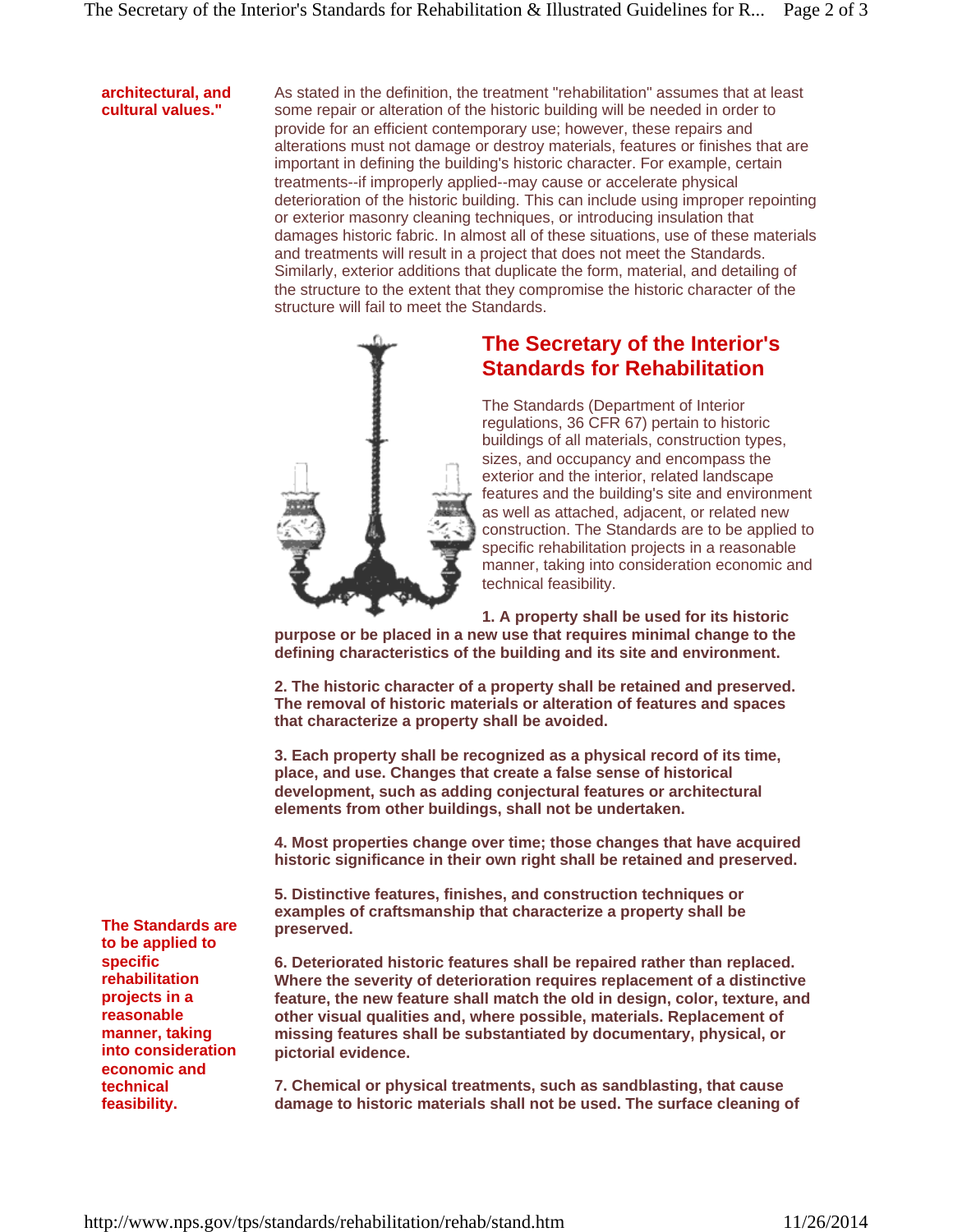**architectural, and cultural values."**

As stated in the definition, the treatment "rehabilitation" assumes that at least some repair or alteration of the historic building will be needed in order to provide for an efficient contemporary use; however, these repairs and alterations must not damage or destroy materials, features or finishes that are important in defining the building's historic character. For example, certain treatments--if improperly applied--may cause or accelerate physical deterioration of the historic building. This can include using improper repointing or exterior masonry cleaning techniques, or introducing insulation that damages historic fabric. In almost all of these situations, use of these materials and treatments will result in a project that does not meet the Standards. Similarly, exterior additions that duplicate the form, material, and detailing of the structure to the extent that they compromise the historic character of the structure will fail to meet the Standards.

## The Secretary of the Interior's Standards for Rehabilitation

The Standards (Department of Interior regulations, 36 CFR 67) pertain to historic buildings of all materials, construction types, sizes, and occupancy and encompass the exterior and the interior, related landscape features and the building's site and environment as well as attached, adjacent, or related new construction. The Standards are to be applied to specific rehabilitation projects in a reasonable manner, taking into consideration economic and technical feasibility.

**1. A property shall be used for its historic purpose or be placed in a new use that requires minimal change to the defining characteristics of the building and its site and environment.**

**2. The historic character of a property shall be retained and preserved. The removal of historic materials or alteration of features and spaces that characterize a property shall be avoided.**

**3. Each property shall be recognized as a physical record of its time, place, and use. Changes that create a false sense of historical development, such as adding conjectural features or architectural elements from other buildings, shall not be undertaken.**

**4. Most properties change over time; those changes that have acquired historic significance in their own right shall be retained and preserved.**

**5. Distinctive features, finishes, and construction techniques or examples of craftsmanship that characterize a property shall be preserved.**

**The Standards are to be applied to specific rehabilitation projects in a reasonable manner, taking into consideration economic and technical feasibility.**

**6. Deteriorated historic features shall be repaired rather than replaced. Where the severity of deterioration requires replacement of a distinctive feature, the new feature shall match the old in design, color, texture, and other visual qualities and, where possible, materials. Replacement of missing features shall be substantiated by documentary, physical, or pictorial evidence.**

**7. Chemical or physical treatments, such as sandblasting, that cause damage to historic materials shall not be used. The surface cleaning of**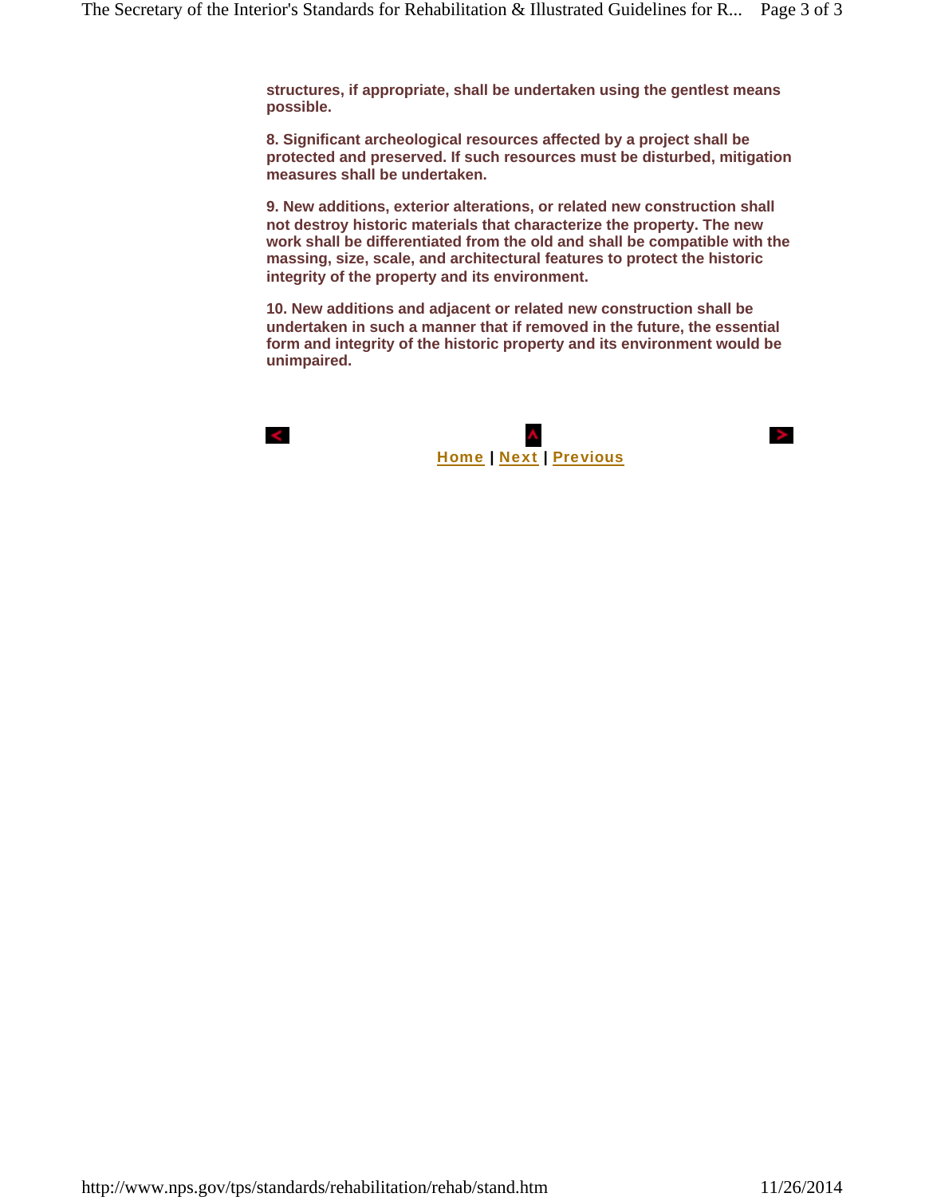**structures, if appropriate, shall be undertaken using the gentlest means possible.**

**8. Significant archeological resources affected by a project shall be protected and preserved. If such resources must be disturbed, mitigation measures shall be undertaken.**

**9. New additions, exterior alterations, or related new construction shall not destroy historic materials that characterize the property. The new work shall be differentiated from the old and shall be compatible with the massing, size, scale, and architectural features to protect the historic integrity of the property and its environment.**

**10. New additions and adjacent or related new construction shall be undertaken in such a manner that if removed in the future, the essential form and integrity of the historic property and its environment would be unimpaired.**

Home | Next | Previous